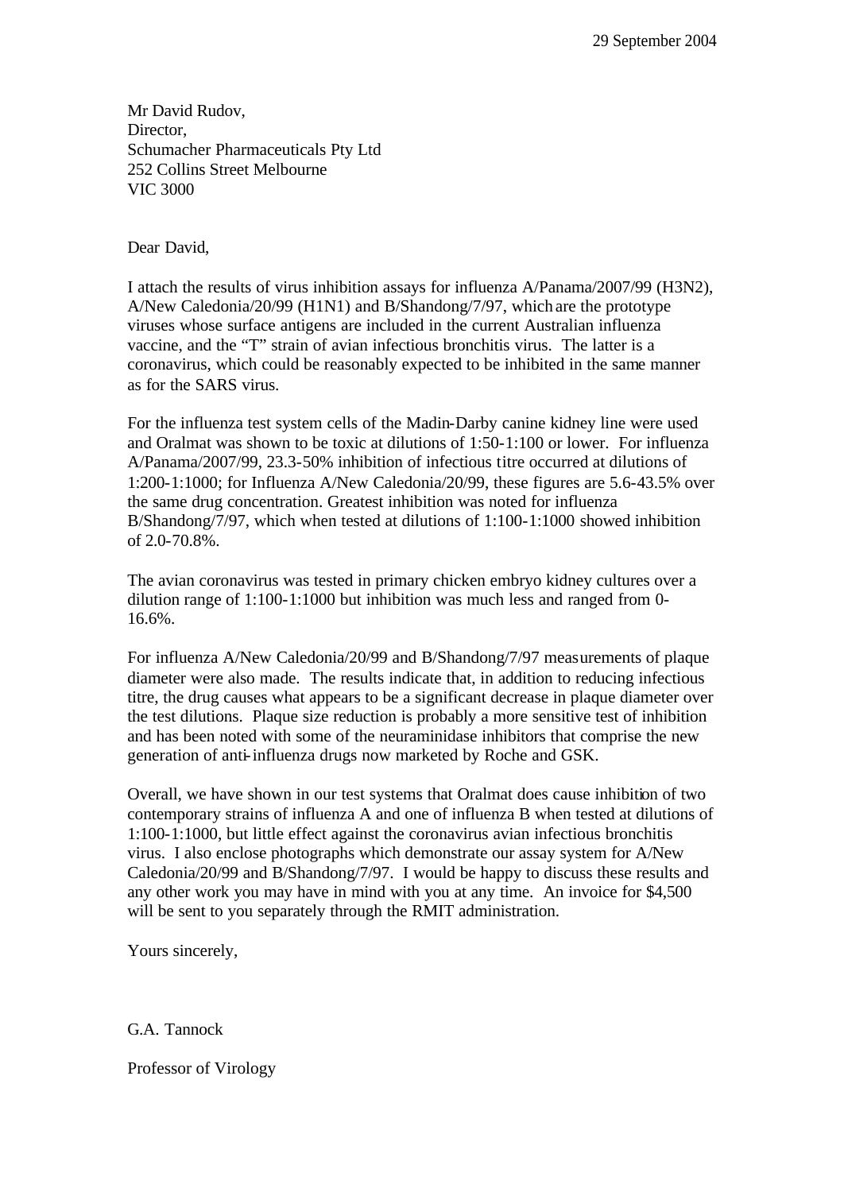29 September 2004

Mr David Rudov,
Director,
Schumacher Pharmaceuticals Pty Ltd
252 Collins Street Melbourne
VIC 3000

Dear David,

I attach the results of virus inhibition assays for influenza A/Panama/2007/99 (H3N2), A/New Caledonia/20/99 (H1N1) and B/Shandong/7/97, which are the prototype viruses whose surface antigens are included in the current Australian influenza vaccine, and the "T" strain of avian infectious bronchitis virus. The latter is a coronavirus, which could be reasonably expected to be inhibited in the same manner as for the SARS virus.

For the influenza test system cells of the Madin-Darby canine kidney line were used and Oralmat was shown to be toxic at dilutions of 1:50-1:100 or lower. For influenza A/Panama/2007/99, 23.3-50% inhibition of infectious titre occurred at dilutions of 1:200-1:1000; for Influenza A/New Caledonia/20/99, these figures are 5.6-43.5% over the same drug concentration. Greatest inhibition was noted for influenza B/Shandong/7/97, which when tested at dilutions of 1:100-1:1000 showed inhibition of 2.0-70.8%.

The avian coronavirus was tested in primary chicken embryo kidney cultures over a dilution range of 1:100-1:1000 but inhibition was much less and ranged from 0-16.6%.

For influenza A/New Caledonia/20/99 and B/Shandong/7/97 measurements of plaque diameter were also made. The results indicate that, in addition to reducing infectious titre, the drug causes what appears to be a significant decrease in plaque diameter over the test dilutions. Plaque size reduction is probably a more sensitive test of inhibition and has been noted with some of the neuraminidase inhibitors that comprise the new generation of anti-influenza drugs now marketed by Roche and GSK.

Overall, we have shown in our test systems that Oralmat does cause inhibition of two contemporary strains of influenza A and one of influenza B when tested at dilutions of 1:100-1:1000, but little effect against the coronavirus avian infectious bronchitis virus. I also enclose photographs which demonstrate our assay system for A/New Caledonia/20/99 and B/Shandong/7/97. I would be happy to discuss these results and any other work you may have in mind with you at any time. An invoice for $4,500 will be sent to you separately through the RMIT administration.

Yours sincerely,

G.A. Tannock

Professor of Virology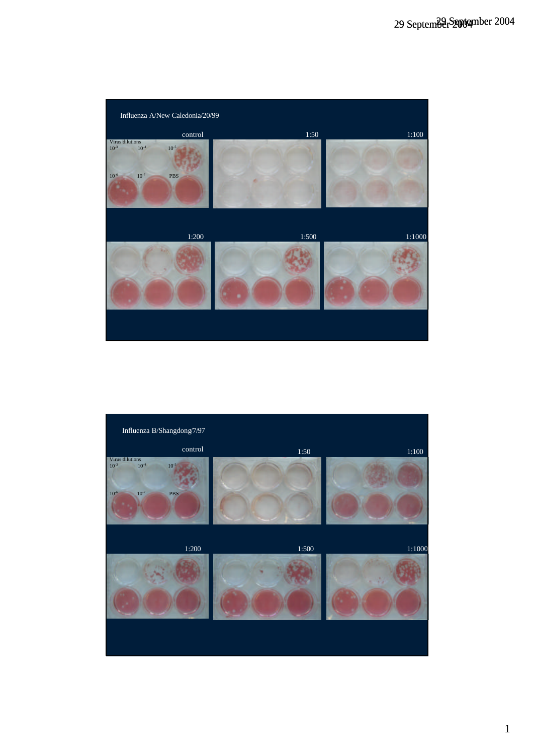Influenza A/New Caledonia/20/99

control

Virus dilutions

$10^{-3}$ $10^{-4}$ $10^{-5}$

$10^{-6}$ $10^{-7}$ PBS

1:50

1:100

1:200

1:500

1:1000

Influenza B/Shangdong/7/97

control

Virus dilutions

$10^{-3}$ $10^{-4}$ $10^{-5}$

$10^{-6}$ $10^{-7}$ PBS

1:50

1:100

1:200

1:500

1:1000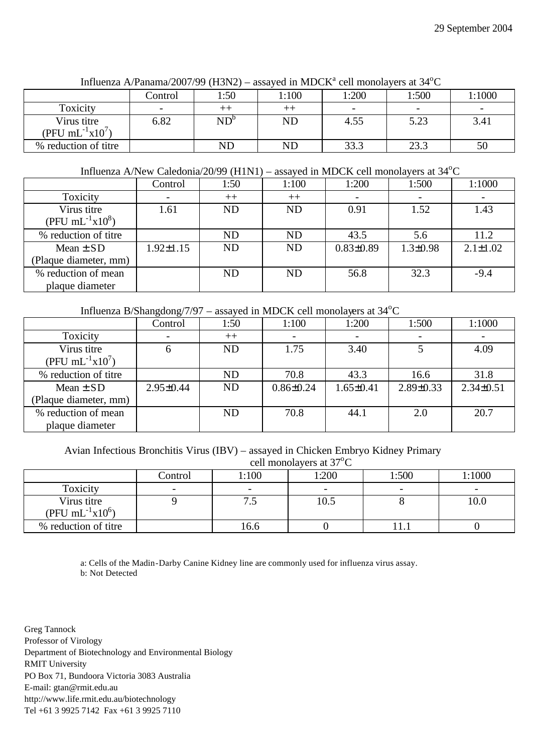29 September 2004

Influenza A/Panama/2007/99 (H3N2) – assayed in MDCK[a] cell monolayers at 34°C

| | Control | 1:50 | 1:100 | 1:200 | 1:500 | 1:1000 |
|---|---|---|---|---|---|---|
| Toxicity | - | ++ | ++ | - | - | - |
| Virus titre (PFU $mL^{-1}x10^{7}$) | 6.82 | ND[b] | ND | 4.55 | 5.23 | 3.41 |
| % reduction of titre | | ND | ND | 33.3 | 23.3 | 50 |

Influenza A/New Caledonia/20/99 (H1N1) – assayed in MDCK cell monolayers at 34°C

| | Control | 1:50 | 1:100 | 1:200 | 1:500 | 1:1000 |
|---|---|---|---|---|---|---|
| Toxicity | - | ++ | ++ | - | - | - |
| Virus titre (PFU $mL^{-1}x10^{8}$) | 1.61 | ND | ND | 0.91 | 1.52 | 1.43 |
| % reduction of titre | | ND | ND | 43.5 | 5.6 | 11.2 |
| Mean ± SD (Plaque diameter, mm) | 1.92±1.15 | ND | ND | 0.83±0.89 | 1.3±0.98 | 2.1±1.02 |
| % reduction of mean plaque diameter | | ND | ND | 56.8 | 32.3 | -9.4 |

Influenza B/Shangdong/7/97 – assayed in MDCK cell monolayers at 34°C

| | Control | 1:50 | 1:100 | 1:200 | 1:500 | 1:1000 |
|---|---|---|---|---|---|---|
| Toxicity | - | ++ | - | - | - | - |
| Virus titre (PFU $mL^{-1}x10^{7}$) | 6 | ND | 1.75 | 3.40 | 5 | 4.09 |
| % reduction of titre | | ND | 70.8 | 43.3 | 16.6 | 31.8 |
| Mean ± SD (Plaque diameter, mm) | 2.95±0.44 | ND | 0.86±0.24 | 1.65±0.41 | 2.89±0.33 | 2.34±0.51 |
| % reduction of mean plaque diameter | | ND | 70.8 | 44.1 | 2.0 | 20.7 |

Avian Infectious Bronchitis Virus (IBV) – assayed in Chicken Embryo Kidney Primary cell monolayers at 37°C

| | Control | 1:100 | 1:200 | 1:500 | 1:1000 |
|---|---|---|---|---|---|
| Toxicity | - | - | - | - | - |
| Virus titre (PFU $mL^{-1}x10^{6}$) | 9 | 7.5 | 10.5 | 8 | 10.0 |
| % reduction of titre | | 16.6 | 0 | 11.1 | 0 |

a: Cells of the Madin-Darby Canine Kidney line are commonly used for influenza virus assay.
b: Not Detected

Greg Tannock
Professor of Virology
Department of Biotechnology and Environmental Biology
RMIT University
PO Box 71, Bundoora Victoria 3083 Australia
E-mail: gtan@rmit.edu.au
http://www.life.rmit.edu.au/biotechnology
Tel +61 3 9925 7142 Fax +61 3 9925 7110